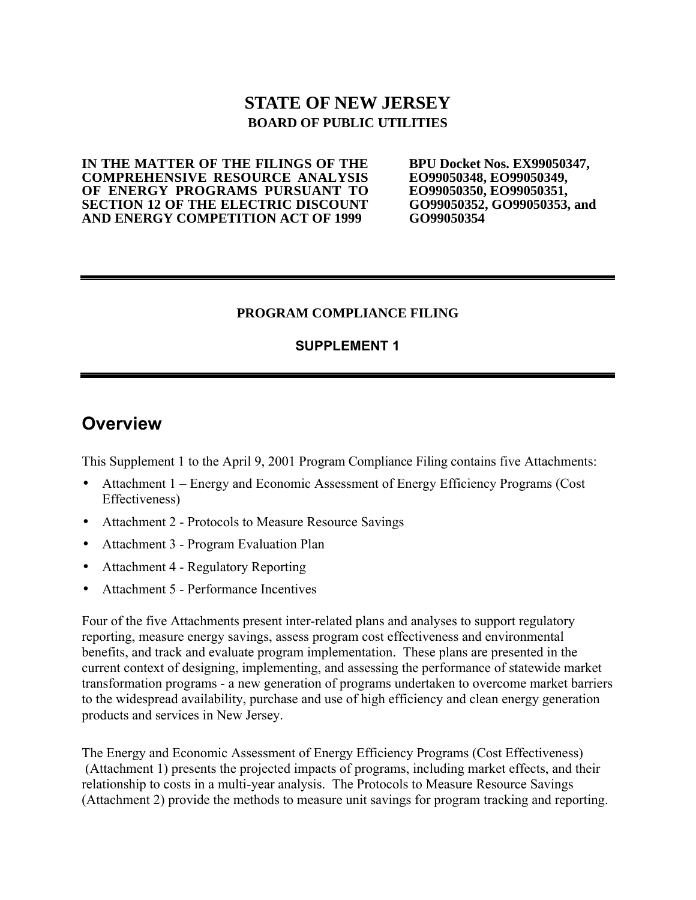# STATE OF NEW JERSEY

## BOARD OF PUBLIC UTILITIES

| **IN THE MATTER OF THE FILINGS OF THE COMPREHENSIVE RESOURCE ANALYSIS OF ENERGY PROGRAMS PURSUANT TO SECTION 12 OF THE ELECTRIC DISCOUNT AND ENERGY COMPETITION ACT OF 1999** | **BPU Docket Nos. EX99050347, EO99050348, EO99050349, EO99050350, EO99050351, GO99050352, GO99050353, and GO99050354** |
|---|---|

---

**PROGRAM COMPLIANCE FILING**

**SUPPLEMENT 1**

---

## Overview

This Supplement 1 to the April 9, 2001 Program Compliance Filing contains five Attachments:

- Attachment 1 – Energy and Economic Assessment of Energy Efficiency Programs (Cost Effectiveness)
- Attachment 2 - Protocols to Measure Resource Savings
- Attachment 3 - Program Evaluation Plan
- Attachment 4 - Regulatory Reporting
- Attachment 5 - Performance Incentives

Four of the five Attachments present inter-related plans and analyses to support regulatory reporting, measure energy savings, assess program cost effectiveness and environmental benefits, and track and evaluate program implementation. These plans are presented in the current context of designing, implementing, and assessing the performance of statewide market transformation programs - a new generation of programs undertaken to overcome market barriers to the widespread availability, purchase and use of high efficiency and clean energy generation products and services in New Jersey.

The Energy and Economic Assessment of Energy Efficiency Programs (Cost Effectiveness) (Attachment 1) presents the projected impacts of programs, including market effects, and their relationship to costs in a multi-year analysis. The Protocols to Measure Resource Savings (Attachment 2) provide the methods to measure unit savings for program tracking and reporting.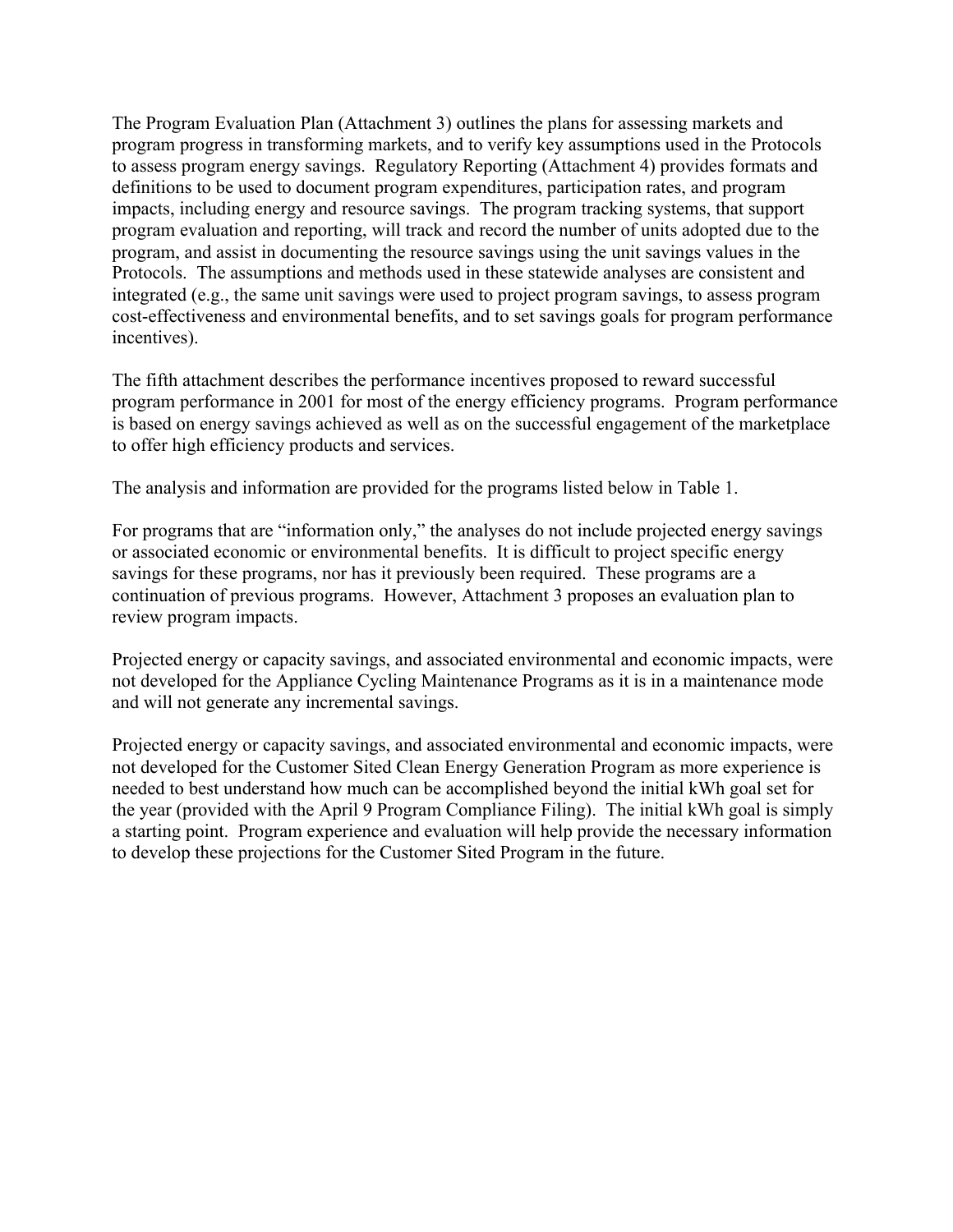The Program Evaluation Plan (Attachment 3) outlines the plans for assessing markets and program progress in transforming markets, and to verify key assumptions used in the Protocols to assess program energy savings. Regulatory Reporting (Attachment 4) provides formats and definitions to be used to document program expenditures, participation rates, and program impacts, including energy and resource savings. The program tracking systems, that support program evaluation and reporting, will track and record the number of units adopted due to the program, and assist in documenting the resource savings using the unit savings values in the Protocols. The assumptions and methods used in these statewide analyses are consistent and integrated (e.g., the same unit savings were used to project program savings, to assess program cost-effectiveness and environmental benefits, and to set savings goals for program performance incentives).

The fifth attachment describes the performance incentives proposed to reward successful program performance in 2001 for most of the energy efficiency programs. Program performance is based on energy savings achieved as well as on the successful engagement of the marketplace to offer high efficiency products and services.

The analysis and information are provided for the programs listed below in Table 1.

For programs that are "information only," the analyses do not include projected energy savings or associated economic or environmental benefits. It is difficult to project specific energy savings for these programs, nor has it previously been required. These programs are a continuation of previous programs. However, Attachment 3 proposes an evaluation plan to review program impacts.

Projected energy or capacity savings, and associated environmental and economic impacts, were not developed for the Appliance Cycling Maintenance Programs as it is in a maintenance mode and will not generate any incremental savings.

Projected energy or capacity savings, and associated environmental and economic impacts, were not developed for the Customer Sited Clean Energy Generation Program as more experience is needed to best understand how much can be accomplished beyond the initial kWh goal set for the year (provided with the April 9 Program Compliance Filing). The initial kWh goal is simply a starting point. Program experience and evaluation will help provide the necessary information to develop these projections for the Customer Sited Program in the future.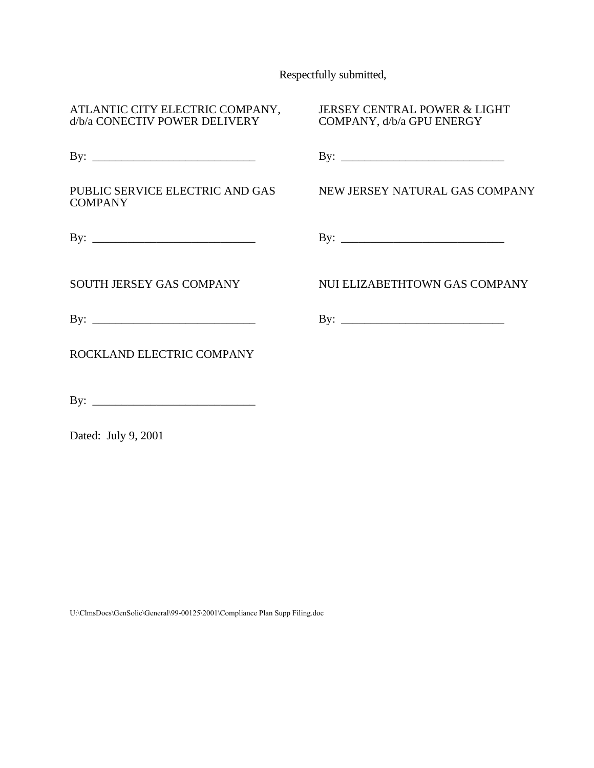Respectfully submitted,

ATLANTIC CITY ELECTRIC COMPANY, d/b/a CONECTIV POWER DELIVERY

By: ____________________________

JERSEY CENTRAL POWER & LIGHT COMPANY, d/b/a GPU ENERGY

By: ____________________________

PUBLIC SERVICE ELECTRIC AND GAS COMPANY

By: ____________________________

NEW JERSEY NATURAL GAS COMPANY

By: ____________________________

SOUTH JERSEY GAS COMPANY

By: ____________________________

NUI ELIZABETHTOWN GAS COMPANY

By: ____________________________

ROCKLAND ELECTRIC COMPANY

By: ____________________________

Dated: July 9, 2001

U:\ClmsDocs\GenSolic\General\99-00125\2001\Compliance Plan Supp Filing.doc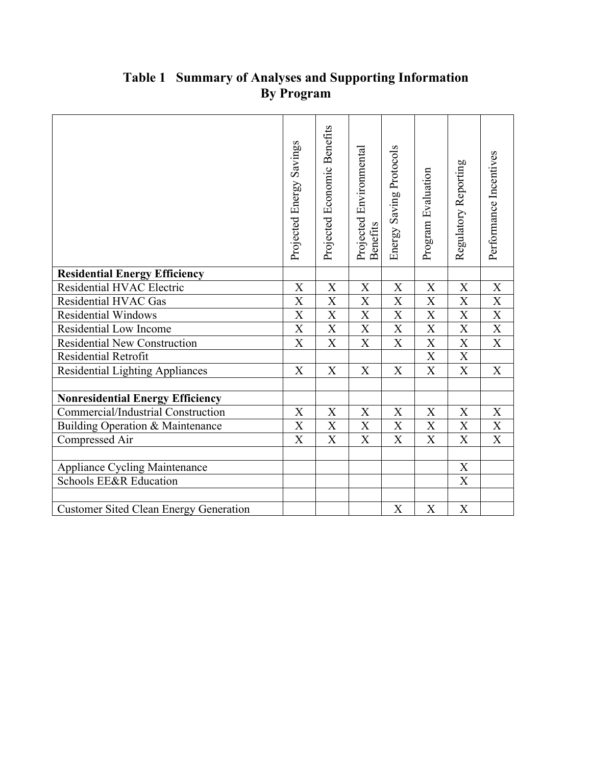# Table 1 Summary of Analyses and Supporting Information By Program

| | Projected Energy Savings | Projected Economic Benefits | Projected Environmental Benefits | Energy Saving Protocols | Program Evaluation | Regulatory Reporting | Performance Incentives |
|---|---|---|---|---|---|---|---|
| **Residential Energy Efficiency** | | | | | | | |
| Residential HVAC Electric | X | X | X | X | X | X | X |
| Residential HVAC Gas | X | X | X | X | X | X | X |
| Residential Windows | X | X | X | X | X | X | X |
| Residential Low Income | X | X | X | X | X | X | X |
| Residential New Construction | X | X | X | X | X | X | X |
| Residential Retrofit | | | | | X | X | |
| Residential Lighting Appliances | X | X | X | X | X | X | X |
| | | | | | | | |
| **Nonresidential Energy Efficiency** | | | | | | | |
| Commercial/Industrial Construction | X | X | X | X | X | X | X |
| Building Operation & Maintenance | X | X | X | X | X | X | X |
| Compressed Air | X | X | X | X | X | X | X |
| | | | | | | | |
| Appliance Cycling Maintenance | | | | | | X | |
| Schools EE&R Education | | | | | | X | |
| | | | | | | | |
| Customer Sited Clean Energy Generation | | | | X | X | X | |